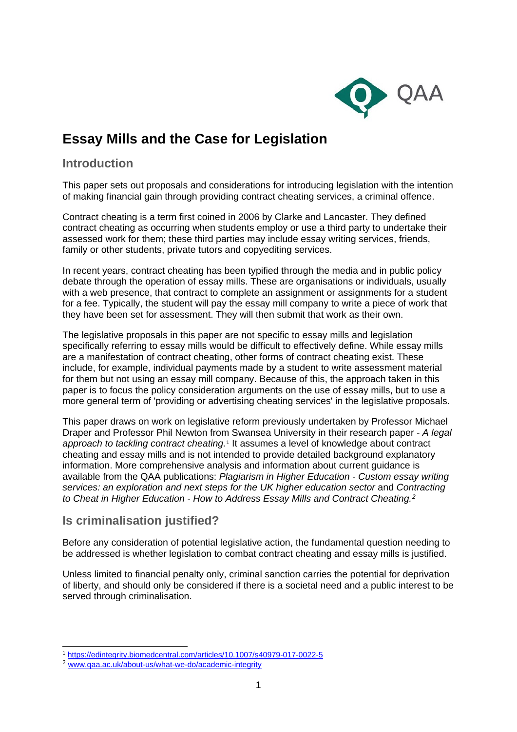# Essay Mills and the Case for Legislation

## Introduction

This paper sets out proposals and considerations for introducing legislation with the intention of making financial gain through providing contract cheating services, a criminal offence.

Contract cheating is a term first coined in 2006 by Clarke and Lancaster. They defined contract cheating as occurring when students employ or use a third party to undertake their assessed work for them; these third parties may include essay writing services, friends, family or other students, private tutors and copyediting services.

In recent years, contract cheating has been typified through the media and in public policy debate through the operation of essay mills. These are organisations or individuals, usually with a web presence, that contract to complete an assignment or assignments for a student for a fee. Typically, the student will pay the essay mill company to write a piece of work that they have been set for assessment. They will then submit that work as their own.

The legislative proposals in this paper are not specific to essay mills and legislation specifically referring to essay mills would be difficult to effectively define. While essay mills are a manifestation of contract cheating, other forms of contract cheating exist. These include, for example, individual payments made by a student to write assessment material for them but not using an essay mill company. Because of this, the approach taken in this paper is to focus the policy consideration arguments on the use of essay mills, but to use a more general term of 'providing or advertising cheating services' in the legislative proposals.

This paper draws on work on legislative reform previously undertaken by Professor Michael Draper and Professor Phil Newton from Swansea University in their research paper - *A legal approach to tackling contract cheating.*[1] It assumes a level of knowledge about contract cheating and essay mills and is not intended to provide detailed background explanatory information. More comprehensive analysis and information about current guidance is available from the QAA publications: *Plagiarism in Higher Education - Custom essay writing services: an exploration and next steps for the UK higher education sector* and *Contracting to Cheat in Higher Education - How to Address Essay Mills and Contract Cheating.*[2]

## Is criminalisation justified?

Before any consideration of potential legislative action, the fundamental question needing to be addressed is whether legislation to combat contract cheating and essay mills is justified.

Unless limited to financial penalty only, criminal sanction carries the potential for deprivation of liberty, and should only be considered if there is a societal need and a public interest to be served through criminalisation.

---

[1] https://edintegrity.biomedcentral.com/articles/10.1007/s40979-017-0022-5

[2] www.qaa.ac.uk/about-us/what-we-do/academic-integrity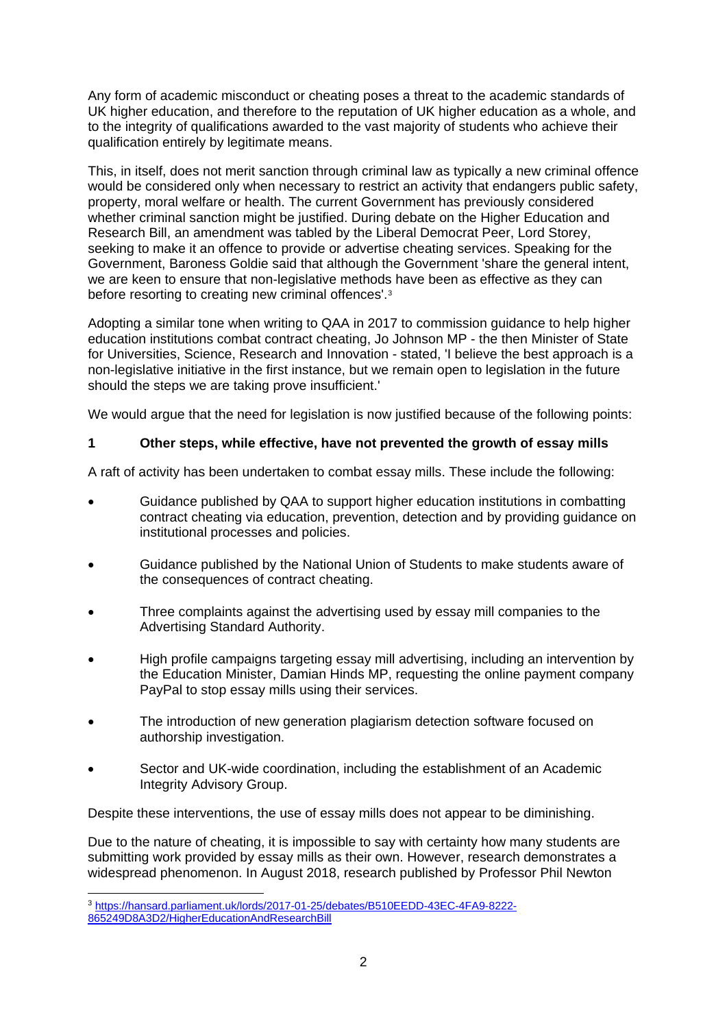Any form of academic misconduct or cheating poses a threat to the academic standards of UK higher education, and therefore to the reputation of UK higher education as a whole, and to the integrity of qualifications awarded to the vast majority of students who achieve their qualification entirely by legitimate means.

This, in itself, does not merit sanction through criminal law as typically a new criminal offence would be considered only when necessary to restrict an activity that endangers public safety, property, moral welfare or health. The current Government has previously considered whether criminal sanction might be justified. During debate on the Higher Education and Research Bill, an amendment was tabled by the Liberal Democrat Peer, Lord Storey, seeking to make it an offence to provide or advertise cheating services. Speaking for the Government, Baroness Goldie said that although the Government 'share the general intent, we are keen to ensure that non-legislative methods have been as effective as they can before resorting to creating new criminal offences'.[3]

Adopting a similar tone when writing to QAA in 2017 to commission guidance to help higher education institutions combat contract cheating, Jo Johnson MP - the then Minister of State for Universities, Science, Research and Innovation - stated, 'I believe the best approach is a non-legislative initiative in the first instance, but we remain open to legislation in the future should the steps we are taking prove insufficient.'

We would argue that the need for legislation is now justified because of the following points:

## 1 Other steps, while effective, have not prevented the growth of essay mills

A raft of activity has been undertaken to combat essay mills. These include the following:

- Guidance published by QAA to support higher education institutions in combatting contract cheating via education, prevention, detection and by providing guidance on institutional processes and policies.
- Guidance published by the National Union of Students to make students aware of the consequences of contract cheating.
- Three complaints against the advertising used by essay mill companies to the Advertising Standard Authority.
- High profile campaigns targeting essay mill advertising, including an intervention by the Education Minister, Damian Hinds MP, requesting the online payment company PayPal to stop essay mills using their services.
- The introduction of new generation plagiarism detection software focused on authorship investigation.
- Sector and UK-wide coordination, including the establishment of an Academic Integrity Advisory Group.

Despite these interventions, the use of essay mills does not appear to be diminishing.

Due to the nature of cheating, it is impossible to say with certainty how many students are submitting work provided by essay mills as their own. However, research demonstrates a widespread phenomenon. In August 2018, research published by Professor Phil Newton

[3] https://hansard.parliament.uk/lords/2017-01-25/debates/B510EEDD-43EC-4FA9-8222-865249D8A3D2/HigherEducationAndResearchBill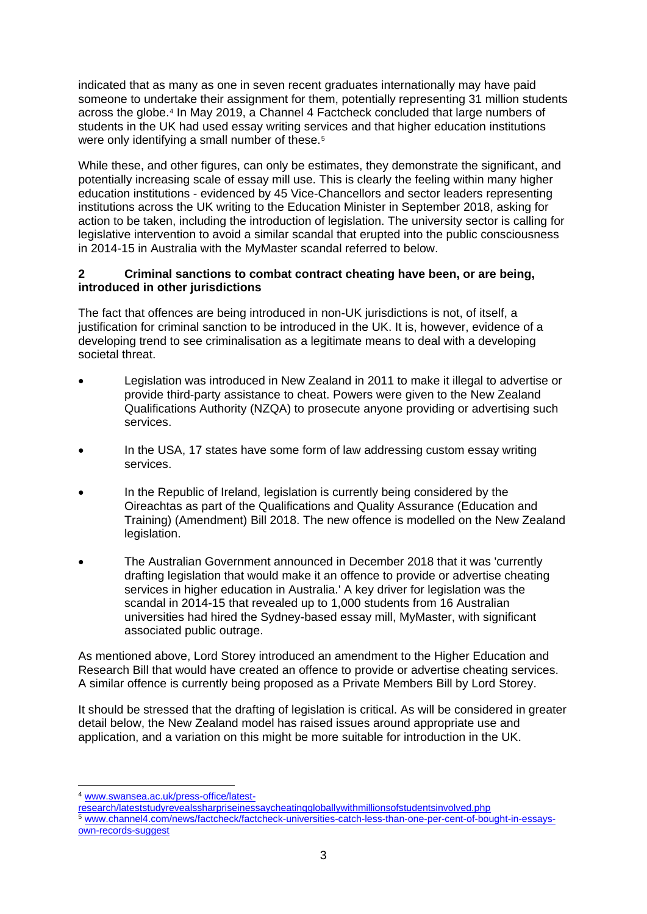indicated that as many as one in seven recent graduates internationally may have paid someone to undertake their assignment for them, potentially representing 31 million students across the globe.[4] In May 2019, a Channel 4 Factcheck concluded that large numbers of students in the UK had used essay writing services and that higher education institutions were only identifying a small number of these.[5]

While these, and other figures, can only be estimates, they demonstrate the significant, and potentially increasing scale of essay mill use. This is clearly the feeling within many higher education institutions - evidenced by 45 Vice-Chancellors and sector leaders representing institutions across the UK writing to the Education Minister in September 2018, asking for action to be taken, including the introduction of legislation. The university sector is calling for legislative intervention to avoid a similar scandal that erupted into the public consciousness in 2014-15 in Australia with the MyMaster scandal referred to below.

## 2 Criminal sanctions to combat contract cheating have been, or are being, introduced in other jurisdictions

The fact that offences are being introduced in non-UK jurisdictions is not, of itself, a justification for criminal sanction to be introduced in the UK. It is, however, evidence of a developing trend to see criminalisation as a legitimate means to deal with a developing societal threat.

- Legislation was introduced in New Zealand in 2011 to make it illegal to advertise or provide third-party assistance to cheat. Powers were given to the New Zealand Qualifications Authority (NZQA) to prosecute anyone providing or advertising such services.
- In the USA, 17 states have some form of law addressing custom essay writing services.
- In the Republic of Ireland, legislation is currently being considered by the Oireachtas as part of the Qualifications and Quality Assurance (Education and Training) (Amendment) Bill 2018. The new offence is modelled on the New Zealand legislation.
- The Australian Government announced in December 2018 that it was 'currently drafting legislation that would make it an offence to provide or advertise cheating services in higher education in Australia.' A key driver for legislation was the scandal in 2014-15 that revealed up to 1,000 students from 16 Australian universities had hired the Sydney-based essay mill, MyMaster, with significant associated public outrage.

As mentioned above, Lord Storey introduced an amendment to the Higher Education and Research Bill that would have created an offence to provide or advertise cheating services. A similar offence is currently being proposed as a Private Members Bill by Lord Storey.

It should be stressed that the drafting of legislation is critical. As will be considered in greater detail below, the New Zealand model has raised issues around appropriate use and application, and a variation on this might be more suitable for introduction in the UK.

---

[4] www.swansea.ac.uk/press-office/latest-research/lateststudyrevealssharpriseinessaycheatinggloballywithmillionsofstudentsinvolved.php

[5] www.channel4.com/news/factcheck/factcheck-universities-catch-less-than-one-per-cent-of-bought-in-essays-own-records-suggest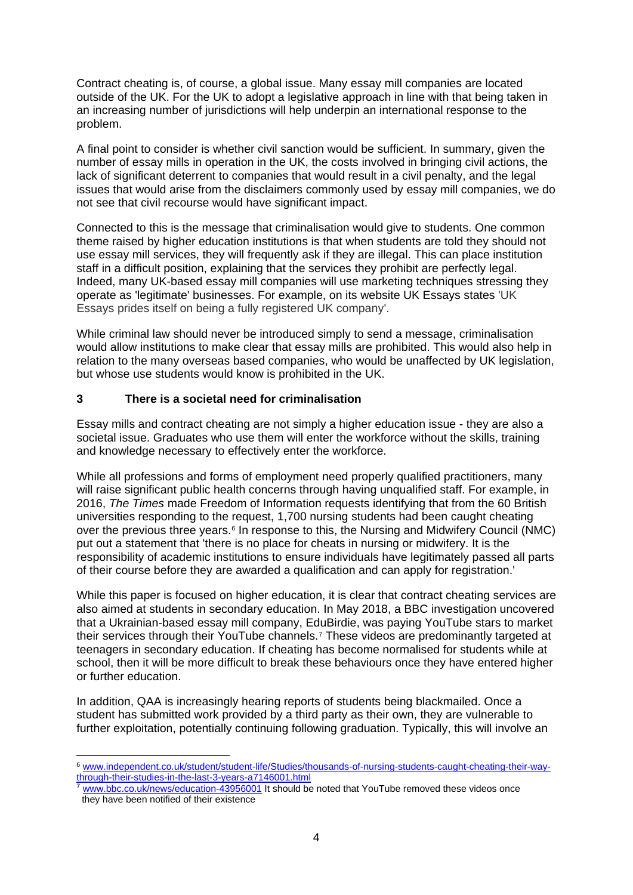Contract cheating is, of course, a global issue. Many essay mill companies are located outside of the UK. For the UK to adopt a legislative approach in line with that being taken in an increasing number of jurisdictions will help underpin an international response to the problem.

A final point to consider is whether civil sanction would be sufficient. In summary, given the number of essay mills in operation in the UK, the costs involved in bringing civil actions, the lack of significant deterrent to companies that would result in a civil penalty, and the legal issues that would arise from the disclaimers commonly used by essay mill companies, we do not see that civil recourse would have significant impact.

Connected to this is the message that criminalisation would give to students. One common theme raised by higher education institutions is that when students are told they should not use essay mill services, they will frequently ask if they are illegal. This can place institution staff in a difficult position, explaining that the services they prohibit are perfectly legal. Indeed, many UK-based essay mill companies will use marketing techniques stressing they operate as 'legitimate' businesses. For example, on its website UK Essays states 'UK Essays prides itself on being a fully registered UK company'.

While criminal law should never be introduced simply to send a message, criminalisation would allow institutions to make clear that essay mills are prohibited. This would also help in relation to the many overseas based companies, who would be unaffected by UK legislation, but whose use students would know is prohibited in the UK.

### 3 There is a societal need for criminalisation

Essay mills and contract cheating are not simply a higher education issue - they are also a societal issue. Graduates who use them will enter the workforce without the skills, training and knowledge necessary to effectively enter the workforce.

While all professions and forms of employment need properly qualified practitioners, many will raise significant public health concerns through having unqualified staff. For example, in 2016, *The Times* made Freedom of Information requests identifying that from the 60 British universities responding to the request, 1,700 nursing students had been caught cheating over the previous three years.[6] In response to this, the Nursing and Midwifery Council (NMC) put out a statement that 'there is no place for cheats in nursing or midwifery. It is the responsibility of academic institutions to ensure individuals have legitimately passed all parts of their course before they are awarded a qualification and can apply for registration.'

While this paper is focused on higher education, it is clear that contract cheating services are also aimed at students in secondary education. In May 2018, a BBC investigation uncovered that a Ukrainian-based essay mill company, EduBirdie, was paying YouTube stars to market their services through their YouTube channels.[7] These videos are predominantly targeted at teenagers in secondary education. If cheating has become normalised for students while at school, then it will be more difficult to break these behaviours once they have entered higher or further education.

In addition, QAA is increasingly hearing reports of students being blackmailed. Once a student has submitted work provided by a third party as their own, they are vulnerable to further exploitation, potentially continuing following graduation. Typically, this will involve an

---

[6] www.independent.co.uk/student/student-life/Studies/thousands-of-nursing-students-caught-cheating-their-way-through-their-studies-in-the-last-3-years-a7146001.html

[7] www.bbc.co.uk/news/education-43956001 It should be noted that YouTube removed these videos once they have been notified of their existence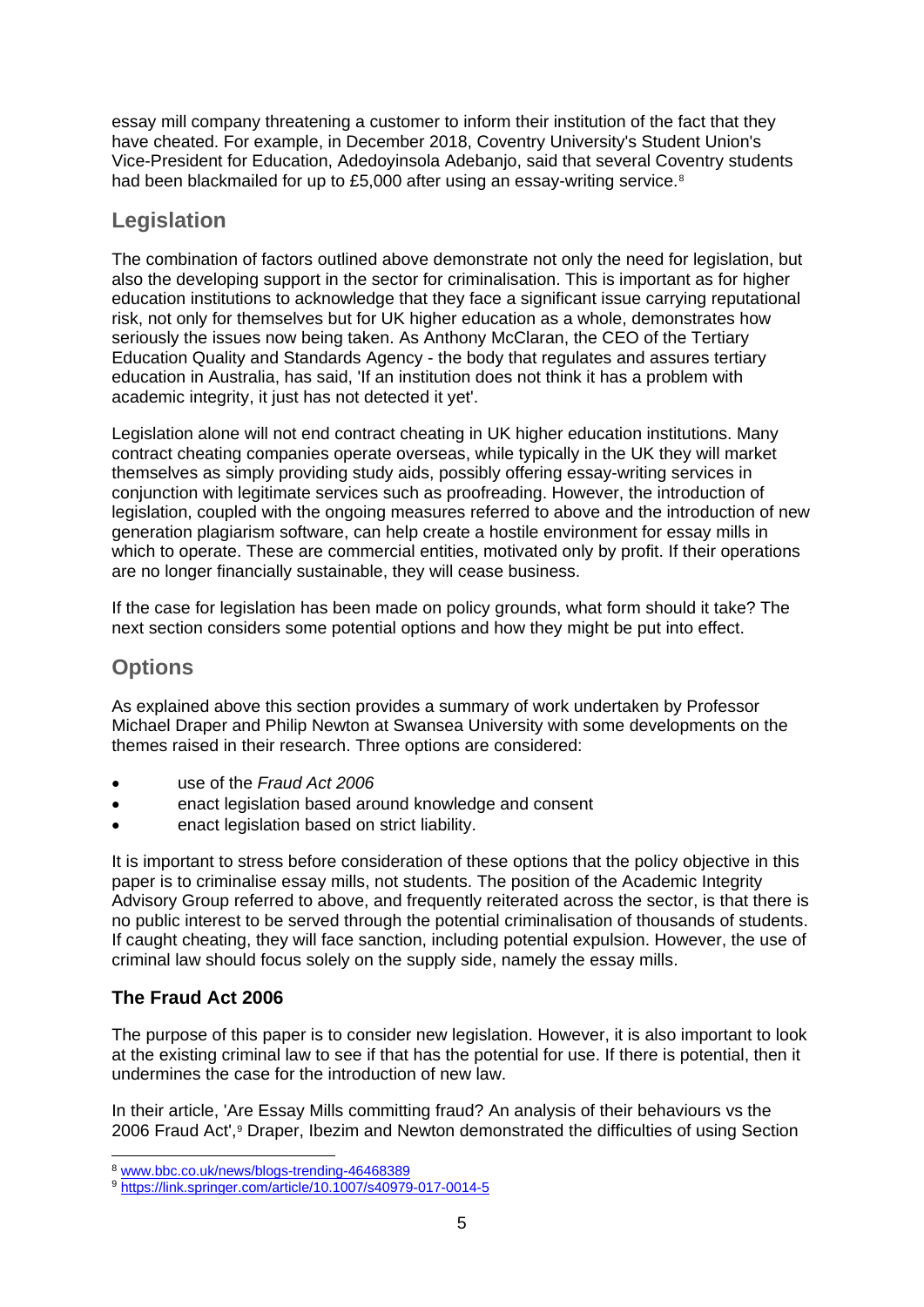essay mill company threatening a customer to inform their institution of the fact that they have cheated. For example, in December 2018, Coventry University's Student Union's Vice-President for Education, Adedoyinsola Adebanjo, said that several Coventry students had been blackmailed for up to £5,000 after using an essay-writing service.[8]

## Legislation

The combination of factors outlined above demonstrate not only the need for legislation, but also the developing support in the sector for criminalisation. This is important as for higher education institutions to acknowledge that they face a significant issue carrying reputational risk, not only for themselves but for UK higher education as a whole, demonstrates how seriously the issues now being taken. As Anthony McClaran, the CEO of the Tertiary Education Quality and Standards Agency - the body that regulates and assures tertiary education in Australia, has said, 'If an institution does not think it has a problem with academic integrity, it just has not detected it yet'.

Legislation alone will not end contract cheating in UK higher education institutions. Many contract cheating companies operate overseas, while typically in the UK they will market themselves as simply providing study aids, possibly offering essay-writing services in conjunction with legitimate services such as proofreading. However, the introduction of legislation, coupled with the ongoing measures referred to above and the introduction of new generation plagiarism software, can help create a hostile environment for essay mills in which to operate. These are commercial entities, motivated only by profit. If their operations are no longer financially sustainable, they will cease business.

If the case for legislation has been made on policy grounds, what form should it take? The next section considers some potential options and how they might be put into effect.

## Options

As explained above this section provides a summary of work undertaken by Professor Michael Draper and Philip Newton at Swansea University with some developments on the themes raised in their research. Three options are considered:

- use of the *Fraud Act 2006*
- enact legislation based around knowledge and consent
- enact legislation based on strict liability.

It is important to stress before consideration of these options that the policy objective in this paper is to criminalise essay mills, not students. The position of the Academic Integrity Advisory Group referred to above, and frequently reiterated across the sector, is that there is no public interest to be served through the potential criminalisation of thousands of students. If caught cheating, they will face sanction, including potential expulsion. However, the use of criminal law should focus solely on the supply side, namely the essay mills.

### The Fraud Act 2006

The purpose of this paper is to consider new legislation. However, it is also important to look at the existing criminal law to see if that has the potential for use. If there is potential, then it undermines the case for the introduction of new law.

In their article, 'Are Essay Mills committing fraud? An analysis of their behaviours vs the 2006 Fraud Act',[9] Draper, Ibezim and Newton demonstrated the difficulties of using Section

---

[8] www.bbc.co.uk/news/blogs-trending-46468389

[9] https://link.springer.com/article/10.1007/s40979-017-0014-5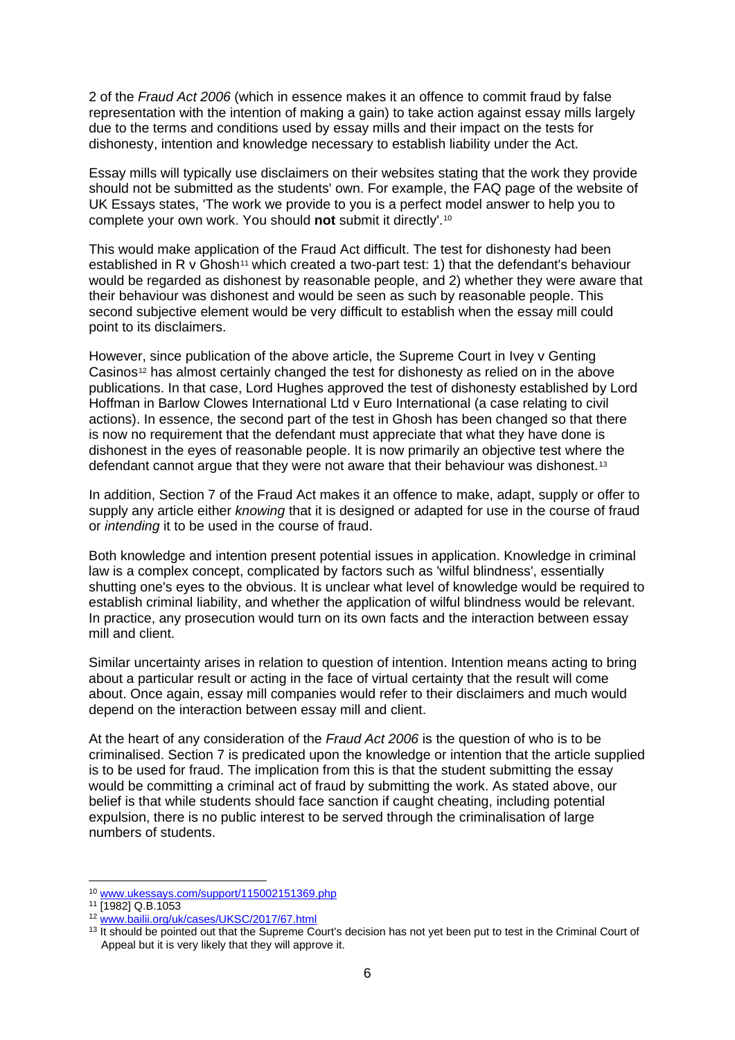2 of the *Fraud Act 2006* (which in essence makes it an offence to commit fraud by false representation with the intention of making a gain) to take action against essay mills largely due to the terms and conditions used by essay mills and their impact on the tests for dishonesty, intention and knowledge necessary to establish liability under the Act.

Essay mills will typically use disclaimers on their websites stating that the work they provide should not be submitted as the students' own. For example, the FAQ page of the website of UK Essays states, 'The work we provide to you is a perfect model answer to help you to complete your own work. You should **not** submit it directly'.[10]

This would make application of the Fraud Act difficult. The test for dishonesty had been established in R v Ghosh[11] which created a two-part test: 1) that the defendant's behaviour would be regarded as dishonest by reasonable people, and 2) whether they were aware that their behaviour was dishonest and would be seen as such by reasonable people. This second subjective element would be very difficult to establish when the essay mill could point to its disclaimers.

However, since publication of the above article, the Supreme Court in Ivey v Genting Casinos[12] has almost certainly changed the test for dishonesty as relied on in the above publications. In that case, Lord Hughes approved the test of dishonesty established by Lord Hoffman in Barlow Clowes International Ltd v Euro International (a case relating to civil actions). In essence, the second part of the test in Ghosh has been changed so that there is now no requirement that the defendant must appreciate that what they have done is dishonest in the eyes of reasonable people. It is now primarily an objective test where the defendant cannot argue that they were not aware that their behaviour was dishonest.[13]

In addition, Section 7 of the Fraud Act makes it an offence to make, adapt, supply or offer to supply any article either *knowing* that it is designed or adapted for use in the course of fraud or *intending* it to be used in the course of fraud.

Both knowledge and intention present potential issues in application. Knowledge in criminal law is a complex concept, complicated by factors such as 'wilful blindness', essentially shutting one's eyes to the obvious. It is unclear what level of knowledge would be required to establish criminal liability, and whether the application of wilful blindness would be relevant. In practice, any prosecution would turn on its own facts and the interaction between essay mill and client.

Similar uncertainty arises in relation to question of intention. Intention means acting to bring about a particular result or acting in the face of virtual certainty that the result will come about. Once again, essay mill companies would refer to their disclaimers and much would depend on the interaction between essay mill and client.

At the heart of any consideration of the *Fraud Act 2006* is the question of who is to be criminalised. Section 7 is predicated upon the knowledge or intention that the article supplied is to be used for fraud. The implication from this is that the student submitting the essay would be committing a criminal act of fraud by submitting the work. As stated above, our belief is that while students should face sanction if caught cheating, including potential expulsion, there is no public interest to be served through the criminalisation of large numbers of students.

---

[10] www.ukessays.com/support/115002151369.php

[11] [1982] Q.B.1053

[12] www.bailii.org/uk/cases/UKSC/2017/67.html

[13] It should be pointed out that the Supreme Court's decision has not yet been put to test in the Criminal Court of Appeal but it is very likely that they will approve it.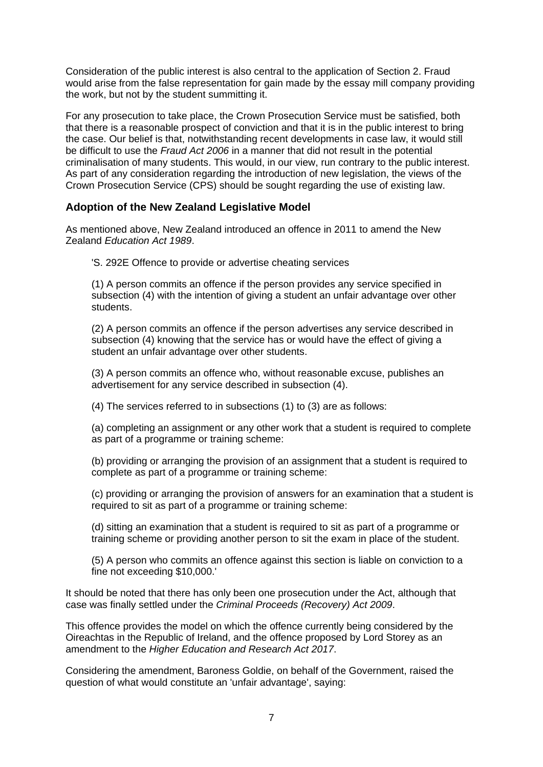Consideration of the public interest is also central to the application of Section 2. Fraud would arise from the false representation for gain made by the essay mill company providing the work, but not by the student summitting it.

For any prosecution to take place, the Crown Prosecution Service must be satisfied, both that there is a reasonable prospect of conviction and that it is in the public interest to bring the case. Our belief is that, notwithstanding recent developments in case law, it would still be difficult to use the *Fraud Act 2006* in a manner that did not result in the potential criminalisation of many students. This would, in our view, run contrary to the public interest. As part of any consideration regarding the introduction of new legislation, the views of the Crown Prosecution Service (CPS) should be sought regarding the use of existing law.

### Adoption of the New Zealand Legislative Model

As mentioned above, New Zealand introduced an offence in 2011 to amend the New Zealand *Education Act 1989*.

> 'S. 292E Offence to provide or advertise cheating services
>
> (1) A person commits an offence if the person provides any service specified in subsection (4) with the intention of giving a student an unfair advantage over other students.
>
> (2) A person commits an offence if the person advertises any service described in subsection (4) knowing that the service has or would have the effect of giving a student an unfair advantage over other students.
>
> (3) A person commits an offence who, without reasonable excuse, publishes an advertisement for any service described in subsection (4).
>
> (4) The services referred to in subsections (1) to (3) are as follows:
>
> (a) completing an assignment or any other work that a student is required to complete as part of a programme or training scheme:
>
> (b) providing or arranging the provision of an assignment that a student is required to complete as part of a programme or training scheme:
>
> (c) providing or arranging the provision of answers for an examination that a student is required to sit as part of a programme or training scheme:
>
> (d) sitting an examination that a student is required to sit as part of a programme or training scheme or providing another person to sit the exam in place of the student.
>
> (5) A person who commits an offence against this section is liable on conviction to a fine not exceeding $10,000.'

It should be noted that there has only been one prosecution under the Act, although that case was finally settled under the *Criminal Proceeds (Recovery) Act 2009*.

This offence provides the model on which the offence currently being considered by the Oireachtas in the Republic of Ireland, and the offence proposed by Lord Storey as an amendment to the *Higher Education and Research Act 2017*.

Considering the amendment, Baroness Goldie, on behalf of the Government, raised the question of what would constitute an 'unfair advantage', saying: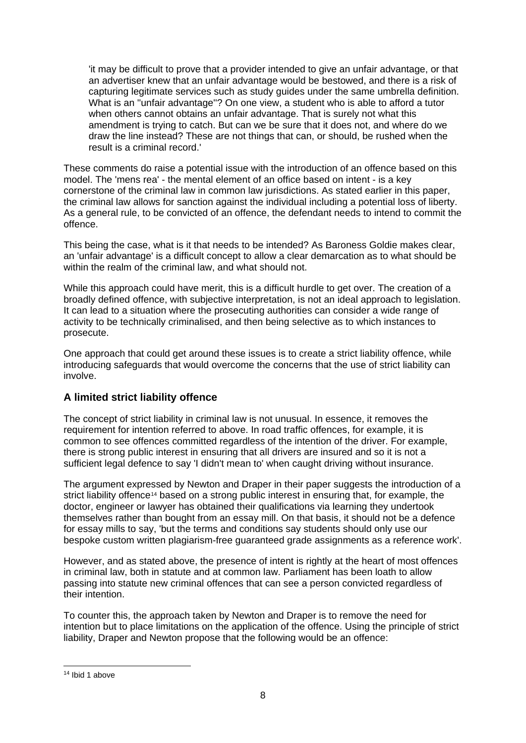> 'it may be difficult to prove that a provider intended to give an unfair advantage, or that an advertiser knew that an unfair advantage would be bestowed, and there is a risk of capturing legitimate services such as study guides under the same umbrella definition. What is an "unfair advantage"? On one view, a student who is able to afford a tutor when others cannot obtains an unfair advantage. That is surely not what this amendment is trying to catch. But can we be sure that it does not, and where do we draw the line instead? These are not things that can, or should, be rushed when the result is a criminal record.'

These comments do raise a potential issue with the introduction of an offence based on this model. The 'mens rea' - the mental element of an office based on intent - is a key cornerstone of the criminal law in common law jurisdictions. As stated earlier in this paper, the criminal law allows for sanction against the individual including a potential loss of liberty. As a general rule, to be convicted of an offence, the defendant needs to intend to commit the offence.

This being the case, what is it that needs to be intended? As Baroness Goldie makes clear, an 'unfair advantage' is a difficult concept to allow a clear demarcation as to what should be within the realm of the criminal law, and what should not.

While this approach could have merit, this is a difficult hurdle to get over. The creation of a broadly defined offence, with subjective interpretation, is not an ideal approach to legislation. It can lead to a situation where the prosecuting authorities can consider a wide range of activity to be technically criminalised, and then being selective as to which instances to prosecute.

One approach that could get around these issues is to create a strict liability offence, while introducing safeguards that would overcome the concerns that the use of strict liability can involve.

### A limited strict liability offence

The concept of strict liability in criminal law is not unusual. In essence, it removes the requirement for intention referred to above. In road traffic offences, for example, it is common to see offences committed regardless of the intention of the driver. For example, there is strong public interest in ensuring that all drivers are insured and so it is not a sufficient legal defence to say 'I didn't mean to' when caught driving without insurance.

The argument expressed by Newton and Draper in their paper suggests the introduction of a strict liability offence[14] based on a strong public interest in ensuring that, for example, the doctor, engineer or lawyer has obtained their qualifications via learning they undertook themselves rather than bought from an essay mill. On that basis, it should not be a defence for essay mills to say, 'but the terms and conditions say students should only use our bespoke custom written plagiarism-free guaranteed grade assignments as a reference work'.

However, and as stated above, the presence of intent is rightly at the heart of most offences in criminal law, both in statute and at common law. Parliament has been loath to allow passing into statute new criminal offences that can see a person convicted regardless of their intention.

To counter this, the approach taken by Newton and Draper is to remove the need for intention but to place limitations on the application of the offence. Using the principle of strict liability, Draper and Newton propose that the following would be an offence:

[14] Ibid 1 above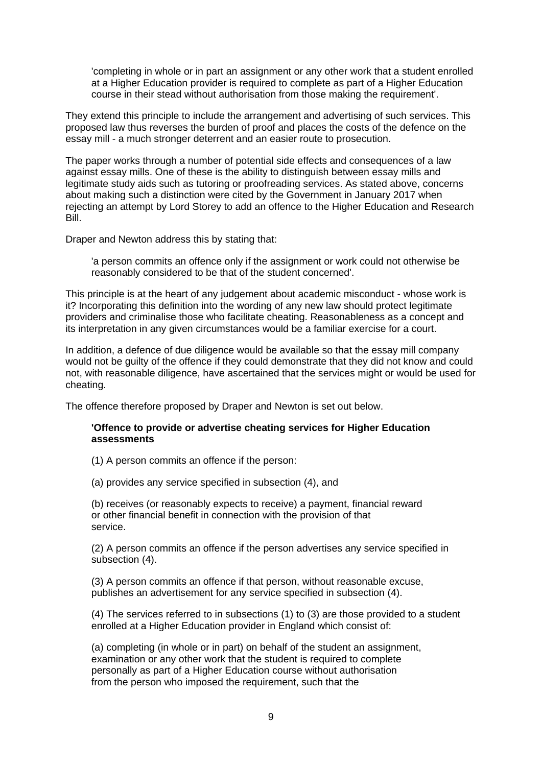> 'completing in whole or in part an assignment or any other work that a student enrolled at a Higher Education provider is required to complete as part of a Higher Education course in their stead without authorisation from those making the requirement'.

They extend this principle to include the arrangement and advertising of such services. This proposed law thus reverses the burden of proof and places the costs of the defence on the essay mill - a much stronger deterrent and an easier route to prosecution.

The paper works through a number of potential side effects and consequences of a law against essay mills. One of these is the ability to distinguish between essay mills and legitimate study aids such as tutoring or proofreading services. As stated above, concerns about making such a distinction were cited by the Government in January 2017 when rejecting an attempt by Lord Storey to add an offence to the Higher Education and Research Bill.

Draper and Newton address this by stating that:

> 'a person commits an offence only if the assignment or work could not otherwise be reasonably considered to be that of the student concerned'.

This principle is at the heart of any judgement about academic misconduct - whose work is it? Incorporating this definition into the wording of any new law should protect legitimate providers and criminalise those who facilitate cheating. Reasonableness as a concept and its interpretation in any given circumstances would be a familiar exercise for a court.

In addition, a defence of due diligence would be available so that the essay mill company would not be guilty of the offence if they could demonstrate that they did not know and could not, with reasonable diligence, have ascertained that the services might or would be used for cheating.

The offence therefore proposed by Draper and Newton is set out below.

> **'Offence to provide or advertise cheating services for Higher Education assessments**
>
> (1) A person commits an offence if the person:
>
> (a) provides any service specified in subsection (4), and
>
> (b) receives (or reasonably expects to receive) a payment, financial reward or other financial benefit in connection with the provision of that service.
>
> (2) A person commits an offence if the person advertises any service specified in subsection (4).
>
> (3) A person commits an offence if that person, without reasonable excuse, publishes an advertisement for any service specified in subsection (4).
>
> (4) The services referred to in subsections (1) to (3) are those provided to a student enrolled at a Higher Education provider in England which consist of:
>
> (a) completing (in whole or in part) on behalf of the student an assignment, examination or any other work that the student is required to complete personally as part of a Higher Education course without authorisation from the person who imposed the requirement, such that the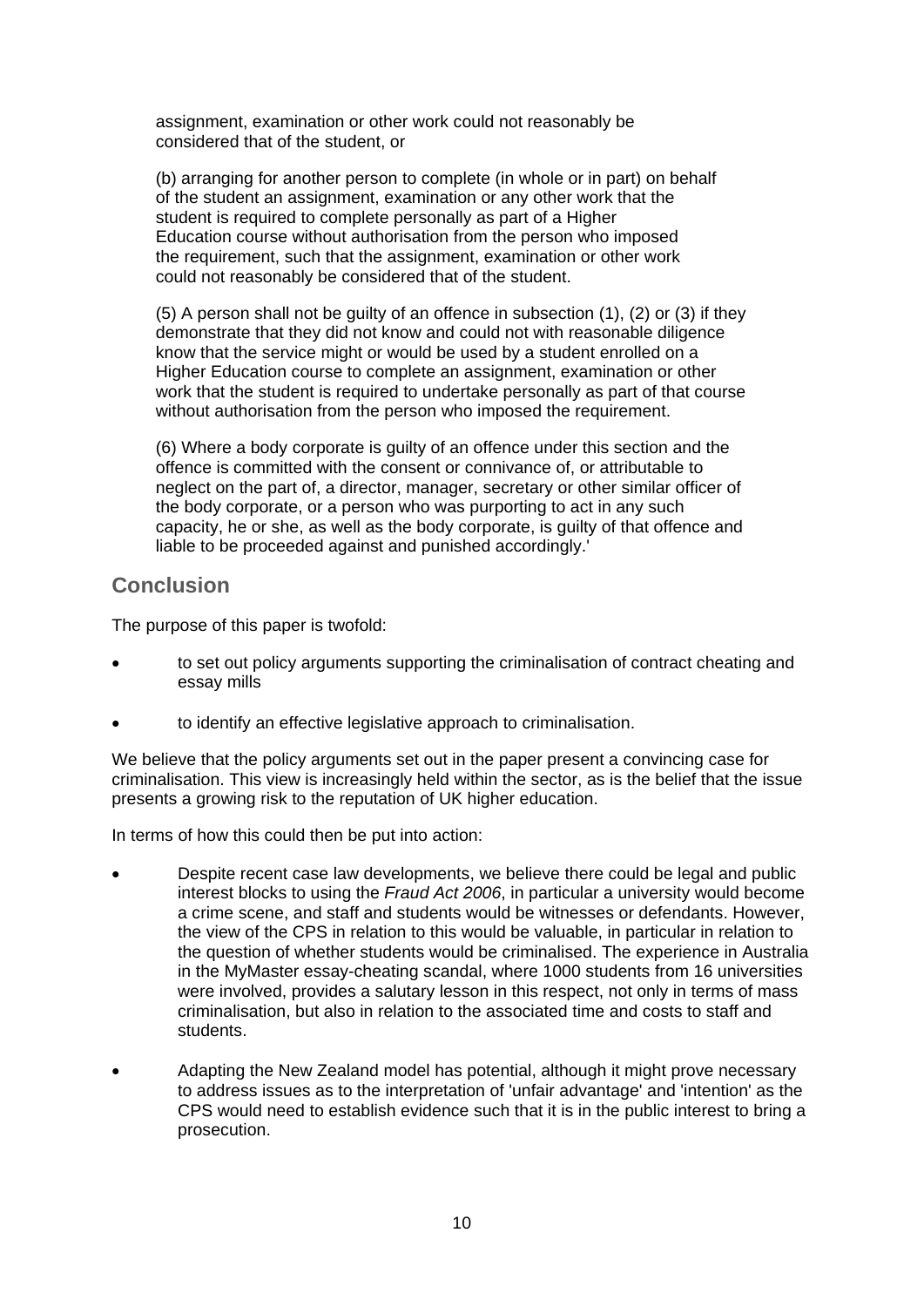assignment, examination or other work could not reasonably be considered that of the student, or

(b) arranging for another person to complete (in whole or in part) on behalf of the student an assignment, examination or any other work that the student is required to complete personally as part of a Higher Education course without authorisation from the person who imposed the requirement, such that the assignment, examination or other work could not reasonably be considered that of the student.

(5) A person shall not be guilty of an offence in subsection (1), (2) or (3) if they demonstrate that they did not know and could not with reasonable diligence know that the service might or would be used by a student enrolled on a Higher Education course to complete an assignment, examination or other work that the student is required to undertake personally as part of that course without authorisation from the person who imposed the requirement.

(6) Where a body corporate is guilty of an offence under this section and the offence is committed with the consent or connivance of, or attributable to neglect on the part of, a director, manager, secretary or other similar officer of the body corporate, or a person who was purporting to act in any such capacity, he or she, as well as the body corporate, is guilty of that offence and liable to be proceeded against and punished accordingly.'

## Conclusion

The purpose of this paper is twofold:

- to set out policy arguments supporting the criminalisation of contract cheating and essay mills
- to identify an effective legislative approach to criminalisation.

We believe that the policy arguments set out in the paper present a convincing case for criminalisation. This view is increasingly held within the sector, as is the belief that the issue presents a growing risk to the reputation of UK higher education.

In terms of how this could then be put into action:

- Despite recent case law developments, we believe there could be legal and public interest blocks to using the *Fraud Act 2006*, in particular a university would become a crime scene, and staff and students would be witnesses or defendants. However, the view of the CPS in relation to this would be valuable, in particular in relation to the question of whether students would be criminalised. The experience in Australia in the MyMaster essay-cheating scandal, where 1000 students from 16 universities were involved, provides a salutary lesson in this respect, not only in terms of mass criminalisation, but also in relation to the associated time and costs to staff and students.
- Adapting the New Zealand model has potential, although it might prove necessary to address issues as to the interpretation of 'unfair advantage' and 'intention' as the CPS would need to establish evidence such that it is in the public interest to bring a prosecution.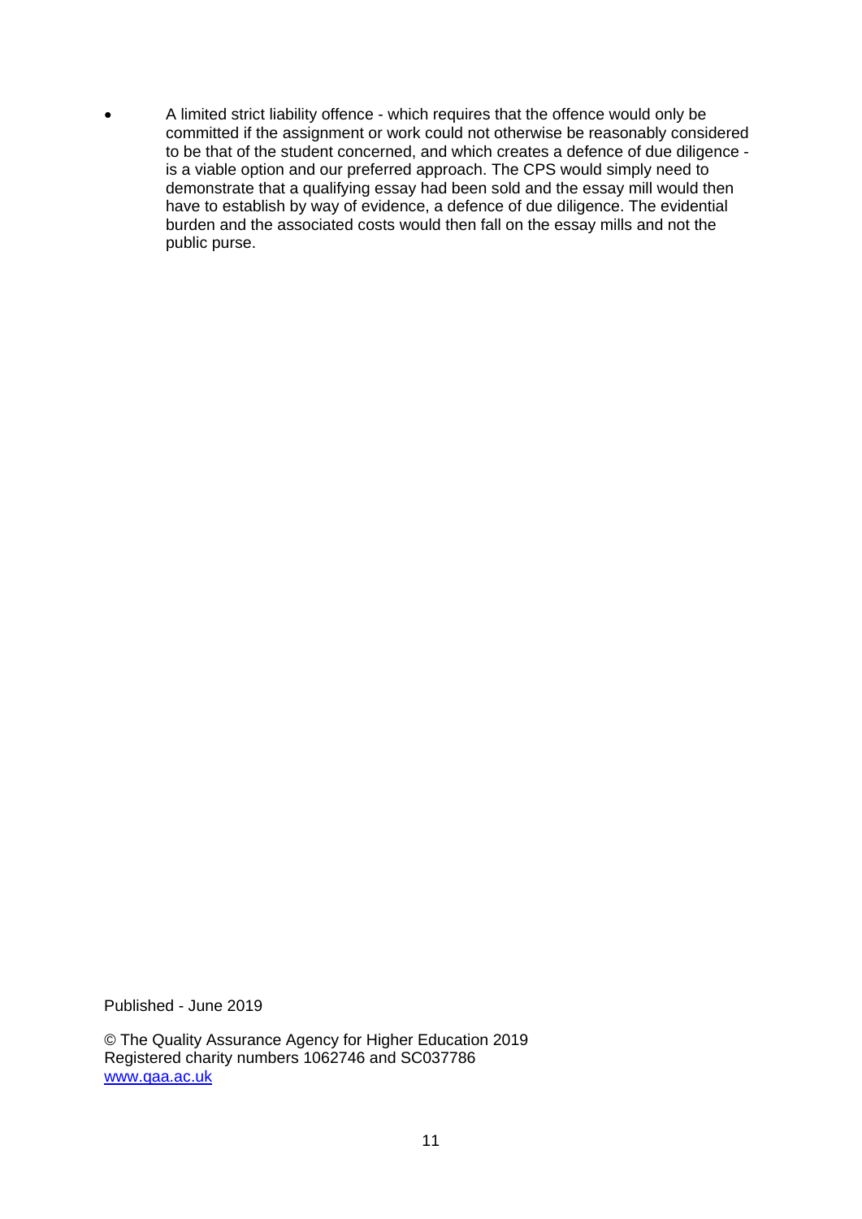- A limited strict liability offence - which requires that the offence would only be committed if the assignment or work could not otherwise be reasonably considered to be that of the student concerned, and which creates a defence of due diligence - is a viable option and our preferred approach. The CPS would simply need to demonstrate that a qualifying essay had been sold and the essay mill would then have to establish by way of evidence, a defence of due diligence. The evidential burden and the associated costs would then fall on the essay mills and not the public purse.

Published - June 2019

© The Quality Assurance Agency for Higher Education 2019
Registered charity numbers 1062746 and SC037786
[www.qaa.ac.uk](http://www.qaa.ac.uk)